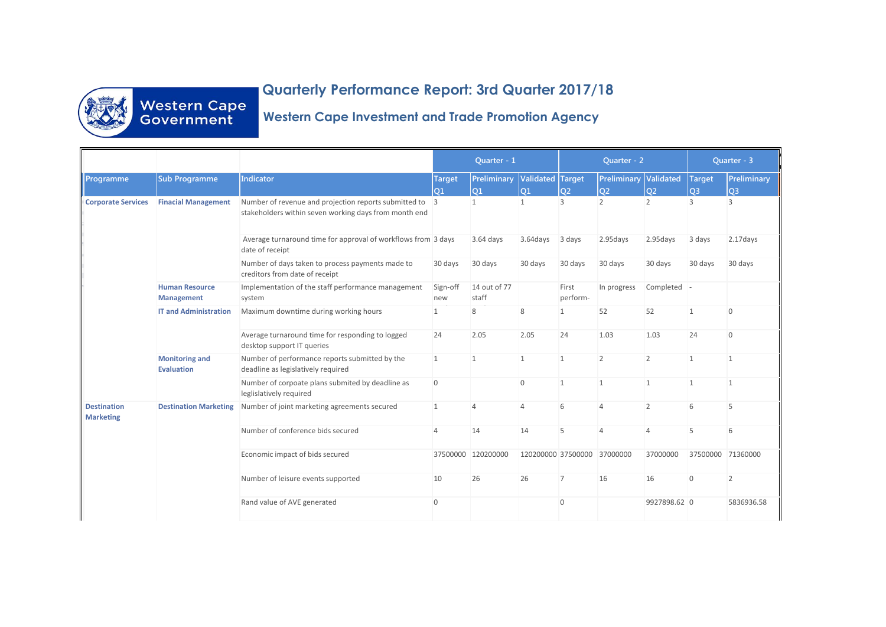# Quarterly Performance Report: 3rd Quarter 2017/18

## Western Cape Investment and Trade Promotion Agency

| | | | Quarter - 1 | | | Quarter - 2 | | | Quarter - 3 | |
|---|---|---|---|---|---|---|---|---|---|---|
| Programme | Sub Programme | Indicator | Target Q1 | Preliminary Q1 | Validated Q1 | Target Q2 | Preliminary Q2 | Validated Q2 | Target Q3 | Preliminary Q3 |
| Corporate Services | Finacial Management | Number of revenue and projection reports submitted to stakeholders within seven working days from month end | 3 | 1 | 1 | 3 | 2 | 2 | 3 | 3 |
| | | Average turnaround time for approval of workflows from date of receipt | 3 days | 3.64 days | 3.64days | 3 days | 2.95days | 2.95days | 3 days | 2.17days |
| | | Number of days taken to process payments made to creditors from date of receipt | 30 days | 30 days | 30 days | 30 days | 30 days | 30 days | 30 days | 30 days |
| | Human Resource Management | Implementation of the staff performance management system | Sign-off new | 14 out of 77 staff | | First perform- | In progress | Completed | - | |
| | IT and Administration | Maximum downtime during working hours | 1 | 8 | 8 | 1 | 52 | 52 | 1 | 0 |
| | | Average turnaround time for responding to logged desktop support IT queries | 24 | 2.05 | 2.05 | 24 | 1.03 | 1.03 | 24 | 0 |
| | Monitoring and Evaluation | Number of performance reports submitted by the deadline as legislatively required | 1 | 1 | 1 | 1 | 2 | 2 | 1 | 1 |
| | | Number of corpoate plans submited by deadline as leglislatively required | 0 | | 0 | 1 | 1 | 1 | 1 | 1 |
| Destination Marketing | Destination Marketing | Number of joint marketing agreements secured | 1 | 4 | 4 | 6 | 4 | 2 | 6 | 5 |
| | | Number of conference bids secured | 4 | 14 | 14 | 5 | 4 | 4 | 5 | 6 |
| | | Economic impact of bids secured | 37500000 | 120200000 | 120200000 | 37500000 | 37000000 | 37000000 | 37500000 | 71360000 |
| | | Number of leisure events supported | 10 | 26 | 26 | 7 | 16 | 16 | 0 | 2 |
| | | Rand value of AVE generated | 0 | | | 0 | | 9927898.62 | 0 | 5836936.58 |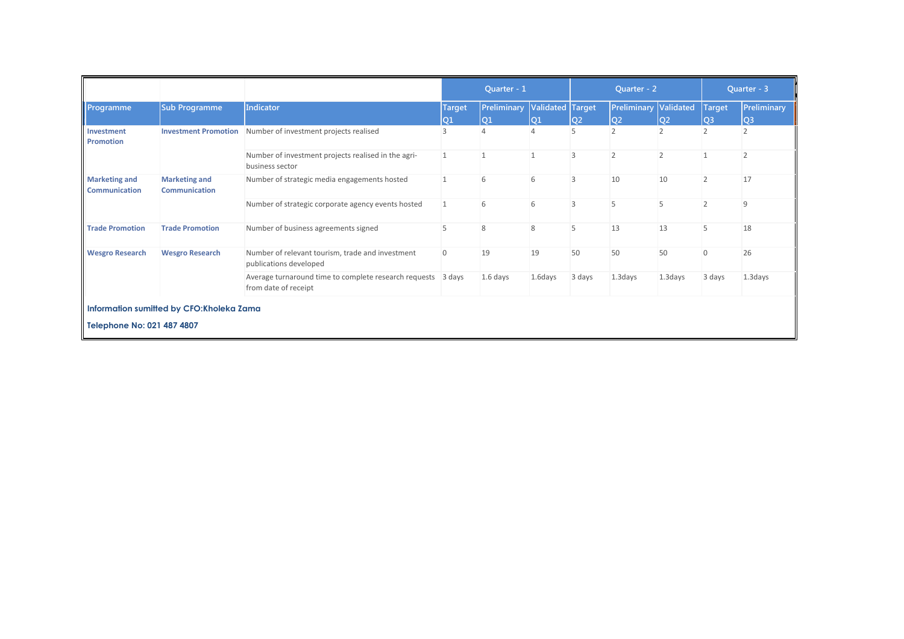| | | | Quarter - 1 | | | Quarter - 2 | | | Quarter - 3 | |
|---|---|---|---|---|---|---|---|---|---|---|
| Programme | Sub Programme | Indicator | Target Q1 | Preliminary Q1 | Validated Q1 | Target Q2 | Preliminary Q2 | Validated Q2 | Target Q3 | Preliminary Q3 |
| **Investment Promotion** | **Investment Promotion** | Number of investment projects realised | 3 | 4 | 4 | 5 | 2 | 2 | 2 | 2 |
| | | Number of investment projects realised in the agri-business sector | 1 | 1 | 1 | 3 | 2 | 2 | 1 | 2 |
| **Marketing and Communication** | **Marketing and Communication** | Number of strategic media engagements hosted | 1 | 6 | 6 | 3 | 10 | 10 | 2 | 17 |
| | | Number of strategic corporate agency events hosted | 1 | 6 | 6 | 3 | 5 | 5 | 2 | 9 |
| **Trade Promotion** | **Trade Promotion** | Number of business agreements signed | 5 | 8 | 8 | 5 | 13 | 13 | 5 | 18 |
| **Wesgro Research** | **Wesgro Research** | Number of relevant tourism, trade and investment publications developed | 0 | 19 | 19 | 50 | 50 | 50 | 0 | 26 |
| | | Average turnaround time to complete research requests from date of receipt | 3 days | 1.6 days | 1.6days | 3 days | 1.3days | 1.3days | 3 days | 1.3days |

**Information sumitted by CFO:Kholeka Zama**

**Telephone No: 021 487 4807**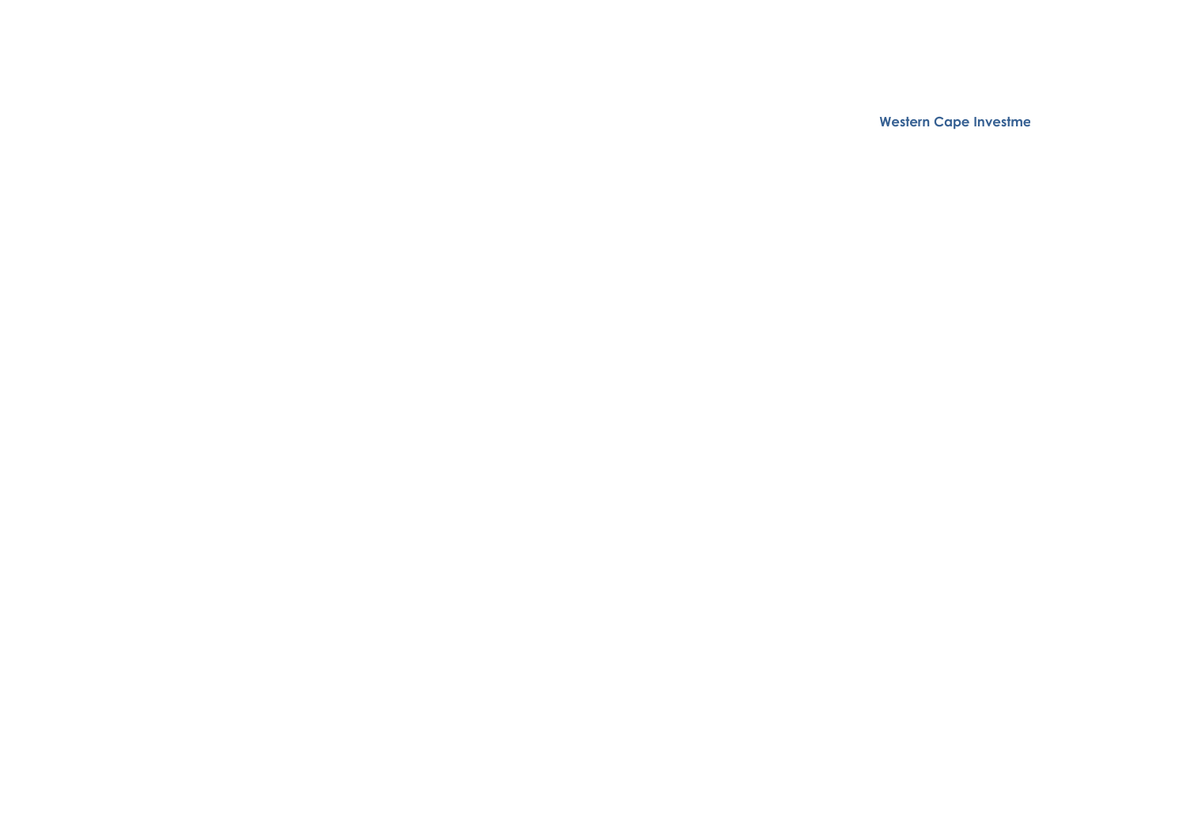**Western Cape Investme**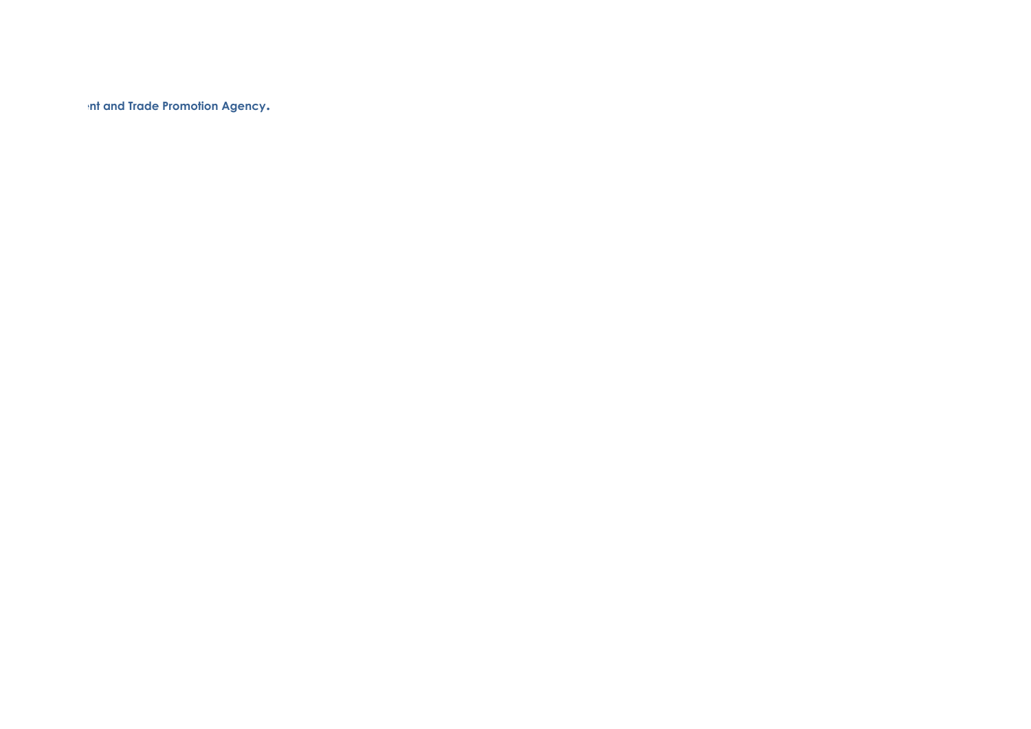ent and Trade Promotion Agency.